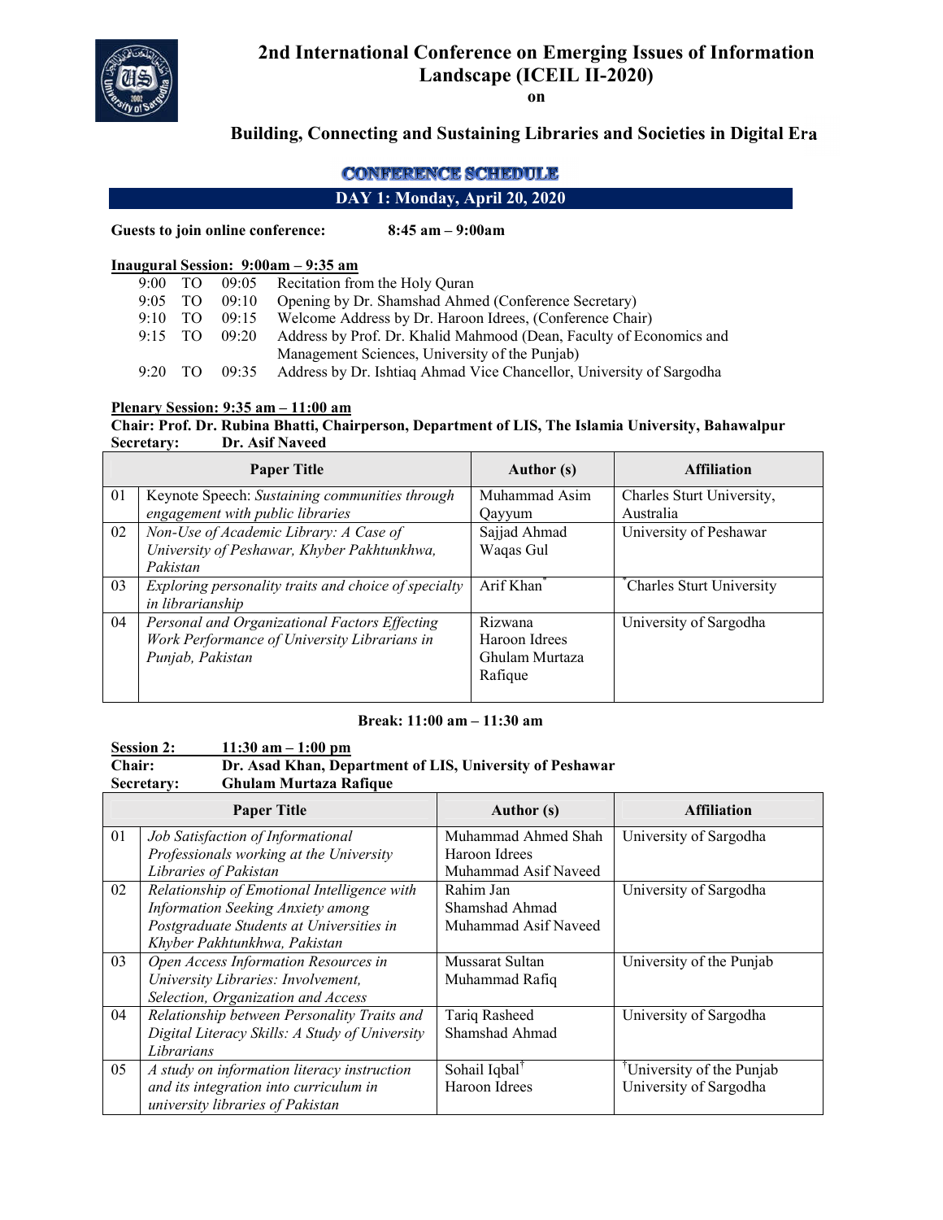# 2nd International Conference on Emerging Issues of Information Landscape (ICEIL II-2020)

**on**

## Building, Connecting and Sustaining Libraries and Societies in Digital Era

### CONFERENCE SCHEDULE

### DAY 1: Monday, April 20, 2020

**Guests to join online conference:** **8:45 am – 9:00am**

**Inaugural Session: 9:00am – 9:35 am**

| | | | |
|---|---|---|---|
| 9:00 | TO | 09:05 | Recitation from the Holy Quran |
| 9:05 | TO | 09:10 | Opening by Dr. Shamshad Ahmed (Conference Secretary) |
| 9:10 | TO | 09:15 | Welcome Address by Dr. Haroon Idrees, (Conference Chair) |
| 9:15 | TO | 09:20 | Address by Prof. Dr. Khalid Mahmood (Dean, Faculty of Economics and Management Sciences, University of the Punjab) |
| 9:20 | TO | 09:35 | Address by Dr. Ishtiaq Ahmad Vice Chancellor, University of Sargodha |

**Plenary Session: 9:35 am – 11:00 am**
**Chair: Prof. Dr. Rubina Bhatti, Chairperson, Department of LIS, The Islamia University, Bahawalpur**
**Secretary: Dr. Asif Naveed**

| | Paper Title | Author (s) | Affiliation |
|---|---|---|---|
| 01 | Keynote Speech: *Sustaining communities through engagement with public libraries* | Muhammad Asim Qayyum | Charles Sturt University, Australia |
| 02 | *Non-Use of Academic Library: A Case of University of Peshawar, Khyber Pakhtunkhwa, Pakistan* | Sajjad Ahmad<br>Waqas Gul | University of Peshawar |
| 03 | *Exploring personality traits and choice of specialty in librarianship* | Arif Khan* | *Charles Sturt University |
| 04 | *Personal and Organizational Factors Effecting Work Performance of University Librarians in Punjab, Pakistan* | Rizwana<br>Haroon Idrees<br>Ghulam Murtaza Rafique | University of Sargodha |

**Break: 11:00 am – 11:30 am**

**Session 2: 11:30 am – 1:00 pm**
**Chair: Dr. Asad Khan, Department of LIS, University of Peshawar**
**Secretary: Ghulam Murtaza Rafique**

| | Paper Title | Author (s) | Affiliation |
|---|---|---|---|
| 01 | *Job Satisfaction of Informational Professionals working at the University Libraries of Pakistan* | Muhammad Ahmed Shah<br>Haroon Idrees<br>Muhammad Asif Naveed | University of Sargodha |
| 02 | *Relationship of Emotional Intelligence with Information Seeking Anxiety among Postgraduate Students at Universities in Khyber Pakhtunkhwa, Pakistan* | Rahim Jan<br>Shamshad Ahmad<br>Muhammad Asif Naveed | University of Sargodha |
| 03 | *Open Access Information Resources in University Libraries: Involvement, Selection, Organization and Access* | Mussarat Sultan<br>Muhammad Rafiq | University of the Punjab |
| 04 | *Relationship between Personality Traits and Digital Literacy Skills: A Study of University Librarians* | Tariq Rasheed<br>Shamshad Ahmad | University of Sargodha |
| 05 | *A study on information literacy instruction and its integration into curriculum in university libraries of Pakistan* | Sohail Iqbal†<br>Haroon Idrees | †University of the Punjab<br>University of Sargodha |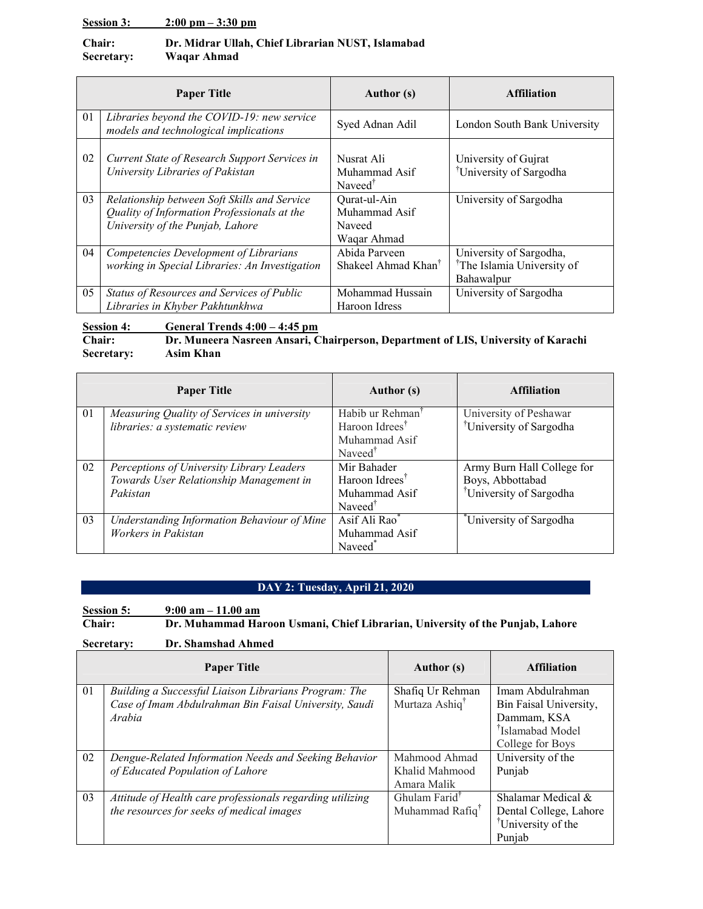**Session 3: 2:00 pm – 3:30 pm**

**Chair: Dr. Midrar Ullah, Chief Librarian NUST, Islamabad**
**Secretary: Waqar Ahmad**

| | Paper Title | Author (s) | Affiliation |
|---|---|---|---|
| 01 | *Libraries beyond the COVID-19: new service models and technological implications* | Syed Adnan Adil | London South Bank University |
| 02 | *Current State of Research Support Services in University Libraries of Pakistan* | Nusrat Ali<br>Muhammad Asif Naveed[†] | University of Gujrat<br>[†]University of Sargodha |
| 03 | *Relationship between Soft Skills and Service Quality of Information Professionals at the University of the Punjab, Lahore* | Qurat-ul-Ain<br>Muhammad Asif Naveed<br>Waqar Ahmad | University of Sargodha |
| 04 | *Competencies Development of Librarians working in Special Libraries: An Investigation* | Abida Parveen<br>Shakeel Ahmad Khan[†] | University of Sargodha,<br>[†]The Islamia University of Bahawalpur |
| 05 | *Status of Resources and Services of Public Libraries in Khyber Pakhtunkhwa* | Mohammad Hussain<br>Haroon Idress | University of Sargodha |

**Session 4: General Trends 4:00 – 4:45 pm**
**Chair: Dr. Muneera Nasreen Ansari, Chairperson, Department of LIS, University of Karachi**
**Secretary: Asim Khan**

| | Paper Title | Author (s) | Affiliation |
|---|---|---|---|
| 01 | *Measuring Quality of Services in university libraries: a systematic review* | Habib ur Rehman[†]<br>Haroon Idrees[†]<br>Muhammad Asif Naveed[†] | University of Peshawar<br>[†]University of Sargodha |
| 02 | *Perceptions of University Library Leaders Towards User Relationship Management in Pakistan* | Mir Bahader<br>Haroon Idrees[†]<br>Muhammad Asif Naveed[†] | Army Burn Hall College for Boys, Abbottabad<br>[†]University of Sargodha |
| 03 | *Understanding Information Behaviour of Mine Workers in Pakistan* | Asif Ali Rao[*]<br>Muhammad Asif Naveed[*] | [*]University of Sargodha |

## DAY 2: Tuesday, April 21, 2020

**Session 5: 9:00 am – 11.00 am**
**Chair: Dr. Muhammad Haroon Usmani, Chief Librarian, University of the Punjab, Lahore**
**Secretary: Dr. Shamshad Ahmed**

| | Paper Title | Author (s) | Affiliation |
|---|---|---|---|
| 01 | *Building a Successful Liaison Librarians Program: The Case of Imam Abdulrahman Bin Faisal University, Saudi Arabia* | Shafiq Ur Rehman<br>Murtaza Ashiq[†] | Imam Abdulrahman Bin Faisal University, Dammam, KSA<br>[†]Islamabad Model College for Boys |
| 02 | *Dengue-Related Information Needs and Seeking Behavior of Educated Population of Lahore* | Mahmood Ahmad<br>Khalid Mahmood<br>Amara Malik | University of the Punjab |
| 03 | *Attitude of Health care professionals regarding utilizing the resources for seeks of medical images* | Ghulam Farid[†]<br>Muhammad Rafiq[†] | Shalamar Medical & Dental College, Lahore<br>[†]University of the Punjab |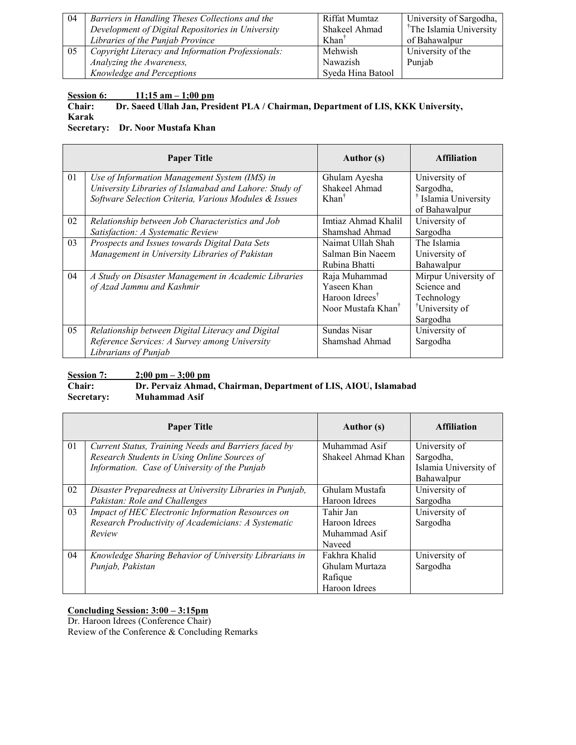| | | | |
|---|---|---|---|
| 04 | *Barriers in Handling Theses Collections and the Development of Digital Repositories in University Libraries of the Punjab Province* | Riffat Mumtaz<br>Shakeel Ahmad Khan[†] | University of Sargodha,<br>[†]The Islamia University of Bahawalpur |
| 05 | *Copyright Literacy and Information Professionals: Analyzing the Awareness, Knowledge and Perceptions* | Mehwish<br>Nawazish<br>Syeda Hina Batool | University of the Punjab |

**Session 6: 11;15 am – 1;00 pm**
**Chair: Dr. Saeed Ullah Jan, President PLA / Chairman, Department of LIS, KKK University, Karak**
**Secretary: Dr. Noor Mustafa Khan**

| | Paper Title | Author (s) | Affiliation |
|---|---|---|---|
| 01 | *Use of Information Management System (IMS) in University Libraries of Islamabad and Lahore: Study of Software Selection Criteria, Various Modules & Issues* | Ghulam Ayesha<br>Shakeel Ahmad Khan[†] | University of Sargodha,<br>[†] Islamia University of Bahawalpur |
| 02 | *Relationship between Job Characteristics and Job Satisfaction: A Systematic Review* | Imtiaz Ahmad Khalil<br>Shamshad Ahmad | University of Sargodha |
| 03 | *Prospects and Issues towards Digital Data Sets Management in University Libraries of Pakistan* | Naimat Ullah Shah<br>Salman Bin Naeem<br>Rubina Bhatti | The Islamia University of Bahawalpur |
| 04 | *A Study on Disaster Management in Academic Libraries of Azad Jammu and Kashmir* | Raja Muhammad Yaseen Khan<br>Haroon Idrees[†]<br>Noor Mustafa Khan[†] | Mirpur University of Science and Technology<br>[†]University of Sargodha |
| 05 | *Relationship between Digital Literacy and Digital Reference Services: A Survey among University Librarians of Punjab* | Sundas Nisar<br>Shamshad Ahmad | University of Sargodha |

**Session 7: 2;00 pm – 3;00 pm**
**Chair: Dr. Pervaiz Ahmad, Chairman, Department of LIS, AIOU, Islamabad**
**Secretary: Muhammad Asif**

| | Paper Title | Author (s) | Affiliation |
|---|---|---|---|
| 01 | *Current Status, Training Needs and Barriers faced by Research Students in Using Online Sources of Information. Case of University of the Punjab* | Muhammad Asif<br>Shakeel Ahmad Khan | University of Sargodha,<br>Islamia University of Bahawalpur |
| 02 | *Disaster Preparedness at University Libraries in Punjab, Pakistan: Role and Challenges* | Ghulam Mustafa<br>Haroon Idrees | University of Sargodha |
| 03 | *Impact of HEC Electronic Information Resources on Research Productivity of Academicians: A Systematic Review* | Tahir Jan<br>Haroon Idrees<br>Muhammad Asif Naveed | University of Sargodha |
| 04 | *Knowledge Sharing Behavior of University Librarians in Punjab, Pakistan* | Fakhra Khalid<br>Ghulam Murtaza Rafique<br>Haroon Idrees | University of Sargodha |

**Concluding Session: 3:00 – 3:15pm**
Dr. Haroon Idrees (Conference Chair)
Review of the Conference & Concluding Remarks